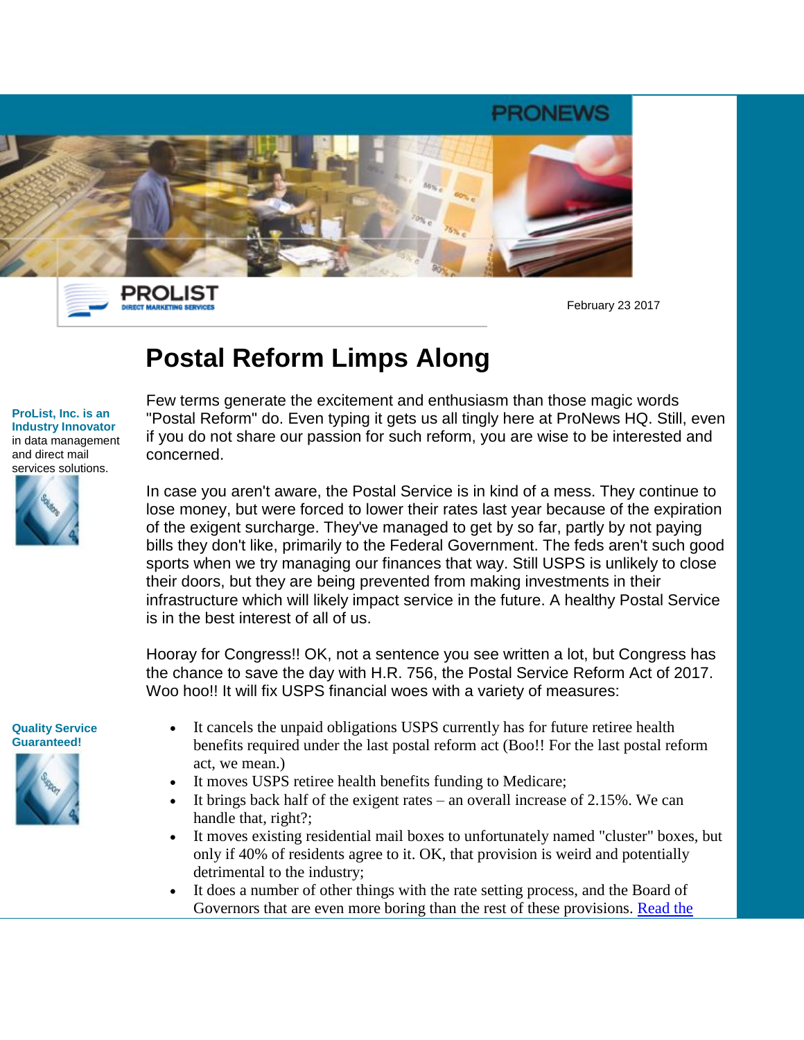PRONEWS

PROLIST
DIRECT MARKETING SERVICES

February 23 2017

# Postal Reform Limps Along

**ProList, Inc. is an Industry Innovator** in data management and direct mail services solutions.

Few terms generate the excitement and enthusiasm than those magic words "Postal Reform" do. Even typing it gets us all tingly here at ProNews HQ. Still, even if you do not share our passion for such reform, you are wise to be interested and concerned.

In case you aren't aware, the Postal Service is in kind of a mess. They continue to lose money, but were forced to lower their rates last year because of the expiration of the exigent surcharge. They've managed to get by so far, partly by not paying bills they don't like, primarily to the Federal Government. The feds aren't such good sports when we try managing our finances that way. Still USPS is unlikely to close their doors, but they are being prevented from making investments in their infrastructure which will likely impact service in the future. A healthy Postal Service is in the best interest of all of us.

Hooray for Congress!! OK, not a sentence you see written a lot, but Congress has the chance to save the day with H.R. 756, the Postal Service Reform Act of 2017. Woo hoo!! It will fix USPS financial woes with a variety of measures:

**Quality Service Guaranteed!**

- It cancels the unpaid obligations USPS currently has for future retiree health benefits required under the last postal reform act (Boo!! For the last postal reform act, we mean.)
- It moves USPS retiree health benefits funding to Medicare;
- It brings back half of the exigent rates – an overall increase of 2.15%. We can handle that, right?;
- It moves existing residential mail boxes to unfortunately named "cluster" boxes, but only if 40% of residents agree to it. OK, that provision is weird and potentially detrimental to the industry;
- It does a number of other things with the rate setting process, and the Board of Governors that are even more boring than the rest of these provisions. Read the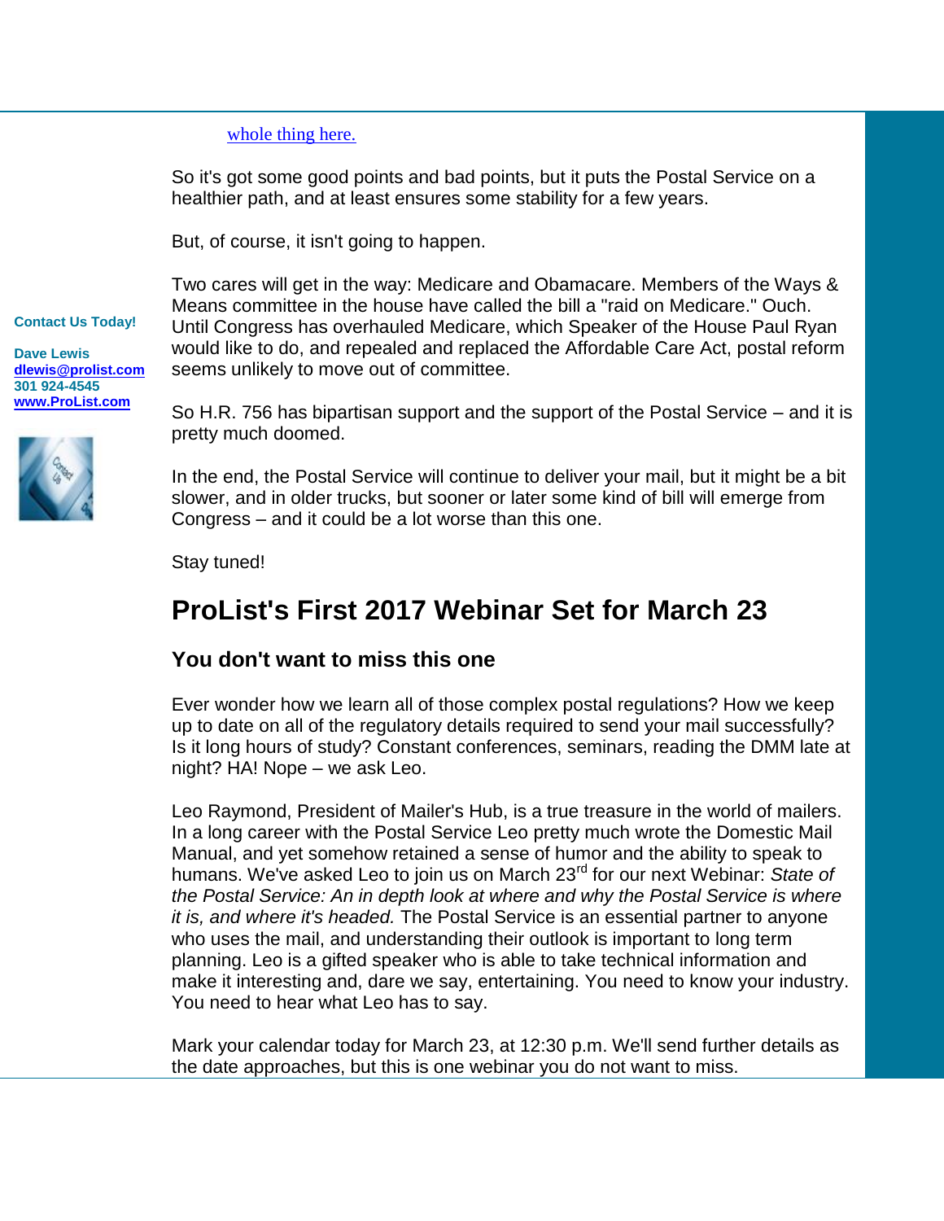whole thing here.

So it's got some good points and bad points, but it puts the Postal Service on a healthier path, and at least ensures some stability for a few years.

But, of course, it isn't going to happen.

Two cares will get in the way: Medicare and Obamacare. Members of the Ways & Means committee in the house have called the bill a "raid on Medicare." Ouch. Until Congress has overhauled Medicare, which Speaker of the House Paul Ryan would like to do, and repealed and replaced the Affordable Care Act, postal reform seems unlikely to move out of committee.

So H.R. 756 has bipartisan support and the support of the Postal Service – and it is pretty much doomed.

In the end, the Postal Service will continue to deliver your mail, but it might be a bit slower, and in older trucks, but sooner or later some kind of bill will emerge from Congress – and it could be a lot worse than this one.

Stay tuned!

**Contact Us Today!**

**Dave Lewis**
**dlewis@prolist.com**
**301 924-4545**
**www.ProList.com**

## ProList's First 2017 Webinar Set for March 23

### You don't want to miss this one

Ever wonder how we learn all of those complex postal regulations? How we keep up to date on all of the regulatory details required to send your mail successfully? Is it long hours of study? Constant conferences, seminars, reading the DMM late at night? HA! Nope – we ask Leo.

Leo Raymond, President of Mailer's Hub, is a true treasure in the world of mailers. In a long career with the Postal Service Leo pretty much wrote the Domestic Mail Manual, and yet somehow retained a sense of humor and the ability to speak to humans. We've asked Leo to join us on March 23rd for our next Webinar: *State of the Postal Service: An in depth look at where and why the Postal Service is where it is, and where it's headed.* The Postal Service is an essential partner to anyone who uses the mail, and understanding their outlook is important to long term planning. Leo is a gifted speaker who is able to take technical information and make it interesting and, dare we say, entertaining. You need to know your industry. You need to hear what Leo has to say.

Mark your calendar today for March 23, at 12:30 p.m. We'll send further details as the date approaches, but this is one webinar you do not want to miss.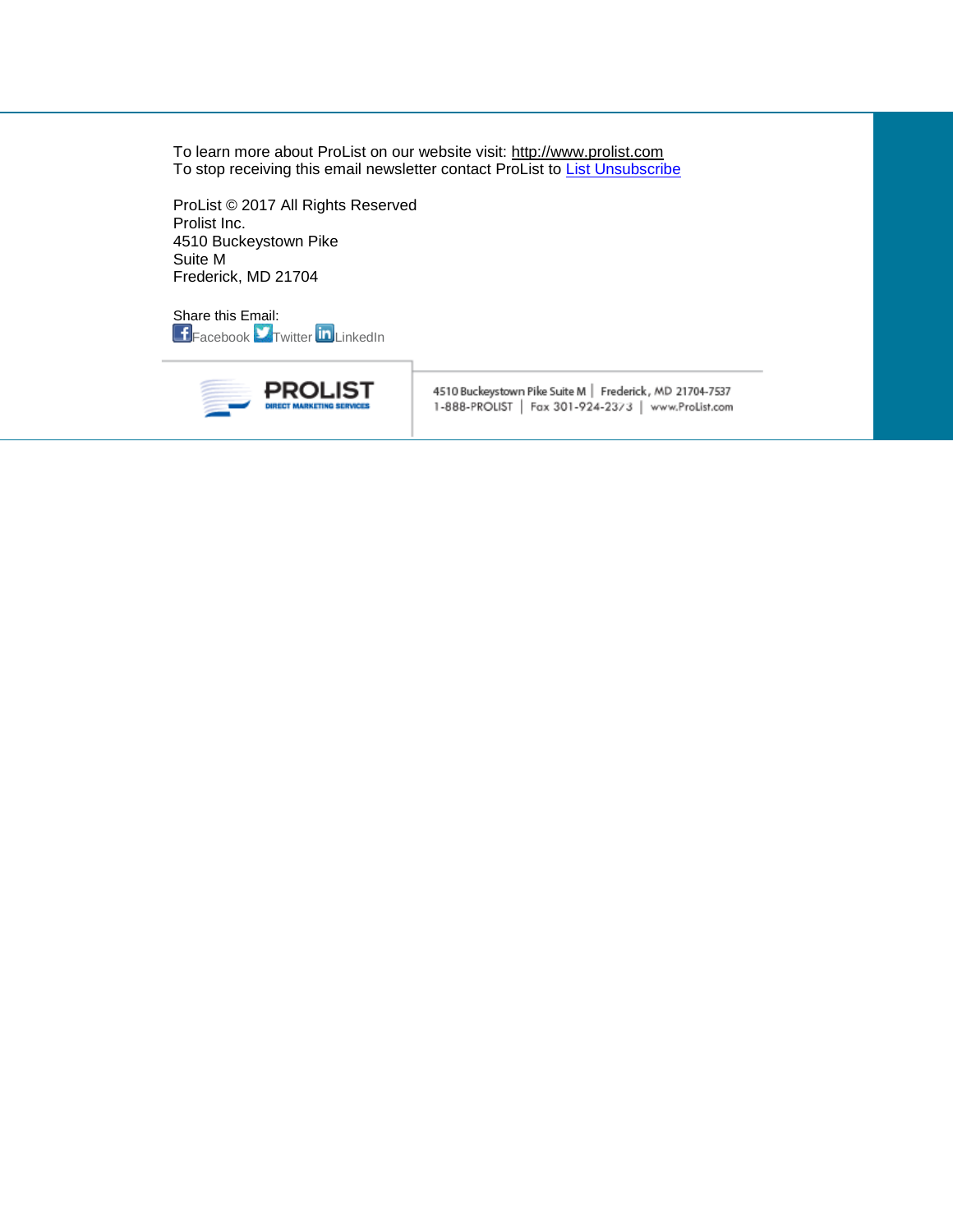To learn more about ProList on our website visit: http://www.prolist.com
To stop receiving this email newsletter contact ProList to List Unsubscribe

ProList © 2017 All Rights Reserved
Prolist Inc.
4510 Buckeystown Pike
Suite M
Frederick, MD 21704

Share this Email:
Facebook Twitter LinkedIn

PROLIST
DIRECT MARKETING SERVICES

4510 Buckeystown Pike Suite M | Frederick, MD 21704-7537
1-888-PROLIST | Fax 301-924-2373 | www.ProList.com